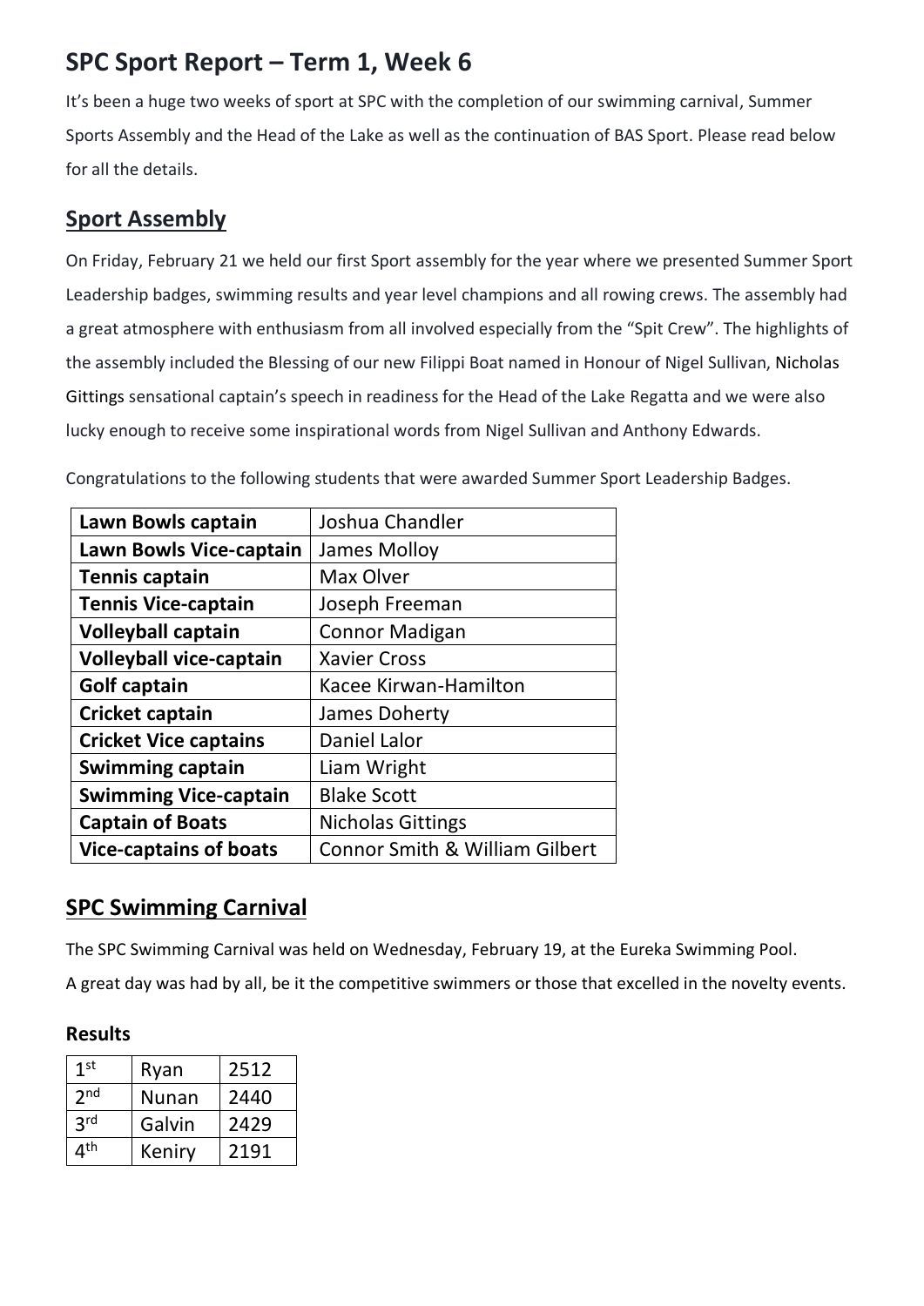# SPC Sport Report – Term 1, Week 6

It's been a huge two weeks of sport at SPC with the completion of our swimming carnival, Summer Sports Assembly and the Head of the Lake as well as the continuation of BAS Sport. Please read below for all the details.

## Sport Assembly

On Friday, February 21 we held our first Sport assembly for the year where we presented Summer Sport Leadership badges, swimming results and year level champions and all rowing crews. The assembly had a great atmosphere with enthusiasm from all involved especially from the "Spit Crew". The highlights of the assembly included the Blessing of our new Filippi Boat named in Honour of Nigel Sullivan, Nicholas Gittings sensational captain's speech in readiness for the Head of the Lake Regatta and we were also lucky enough to receive some inspirational words from Nigel Sullivan and Anthony Edwards.

Congratulations to the following students that were awarded Summer Sport Leadership Badges.

| | |
|---|---|
| **Lawn Bowls captain** | Joshua Chandler |
| **Lawn Bowls Vice-captain** | James Molloy |
| **Tennis captain** | Max Olver |
| **Tennis Vice-captain** | Joseph Freeman |
| **Volleyball captain** | Connor Madigan |
| **Volleyball vice-captain** | Xavier Cross |
| **Golf captain** | Kacee Kirwan-Hamilton |
| **Cricket captain** | James Doherty |
| **Cricket Vice captains** | Daniel Lalor |
| **Swimming captain** | Liam Wright |
| **Swimming Vice-captain** | Blake Scott |
| **Captain of Boats** | Nicholas Gittings |
| **Vice-captains of boats** | Connor Smith & William Gilbert |

## SPC Swimming Carnival

The SPC Swimming Carnival was held on Wednesday, February 19, at the Eureka Swimming Pool.

A great day was had by all, be it the competitive swimmers or those that excelled in the novelty events.

### Results

| | | |
|---|---|---|
| 1st | Ryan | 2512 |
| 2nd | Nunan | 2440 |
| 3rd | Galvin | 2429 |
| 4th | Keniry | 2191 |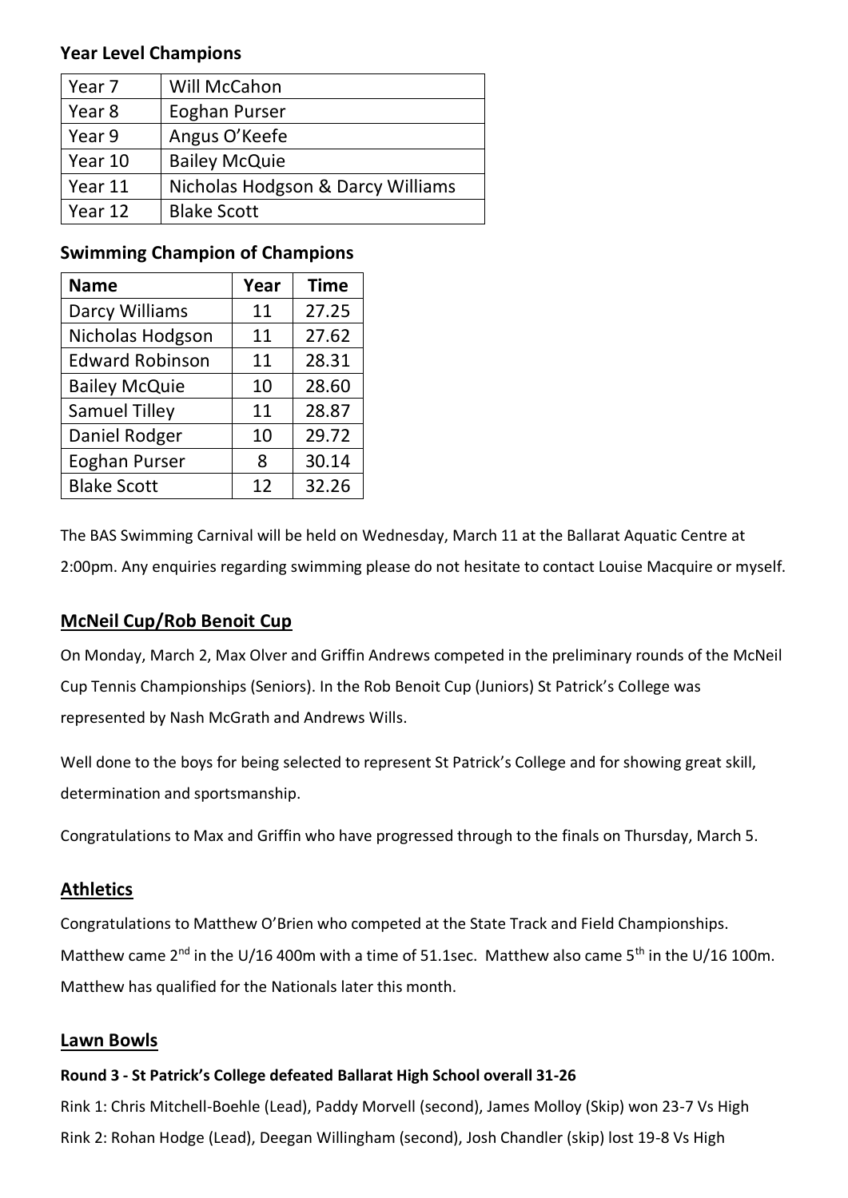### Year Level Champions

| Year 7 | Will McCahon |
|---|---|
| Year 8 | Eoghan Purser |
| Year 9 | Angus O'Keefe |
| Year 10 | Bailey McQuie |
| Year 11 | Nicholas Hodgson & Darcy Williams |
| Year 12 | Blake Scott |

### Swimming Champion of Champions

| Name | Year | Time |
|---|---|---|
| Darcy Williams | 11 | 27.25 |
| Nicholas Hodgson | 11 | 27.62 |
| Edward Robinson | 11 | 28.31 |
| Bailey McQuie | 10 | 28.60 |
| Samuel Tilley | 11 | 28.87 |
| Daniel Rodger | 10 | 29.72 |
| Eoghan Purser | 8 | 30.14 |
| Blake Scott | 12 | 32.26 |

The BAS Swimming Carnival will be held on Wednesday, March 11 at the Ballarat Aquatic Centre at 2:00pm. Any enquiries regarding swimming please do not hesitate to contact Louise Macquire or myself.

## McNeil Cup/Rob Benoit Cup

On Monday, March 2, Max Olver and Griffin Andrews competed in the preliminary rounds of the McNeil Cup Tennis Championships (Seniors). In the Rob Benoit Cup (Juniors) St Patrick's College was represented by Nash McGrath and Andrews Wills.

Well done to the boys for being selected to represent St Patrick's College and for showing great skill, determination and sportsmanship.

Congratulations to Max and Griffin who have progressed through to the finals on Thursday, March 5.

## Athletics

Congratulations to Matthew O'Brien who competed at the State Track and Field Championships. Matthew came 2nd in the U/16 400m with a time of 51.1sec. Matthew also came 5th in the U/16 100m. Matthew has qualified for the Nationals later this month.

## Lawn Bowls

**Round 3 - St Patrick's College defeated Ballarat High School overall 31-26**

Rink 1: Chris Mitchell-Boehle (Lead), Paddy Morvell (second), James Molloy (Skip) won 23-7 Vs High

Rink 2: Rohan Hodge (Lead), Deegan Willingham (second), Josh Chandler (skip) lost 19-8 Vs High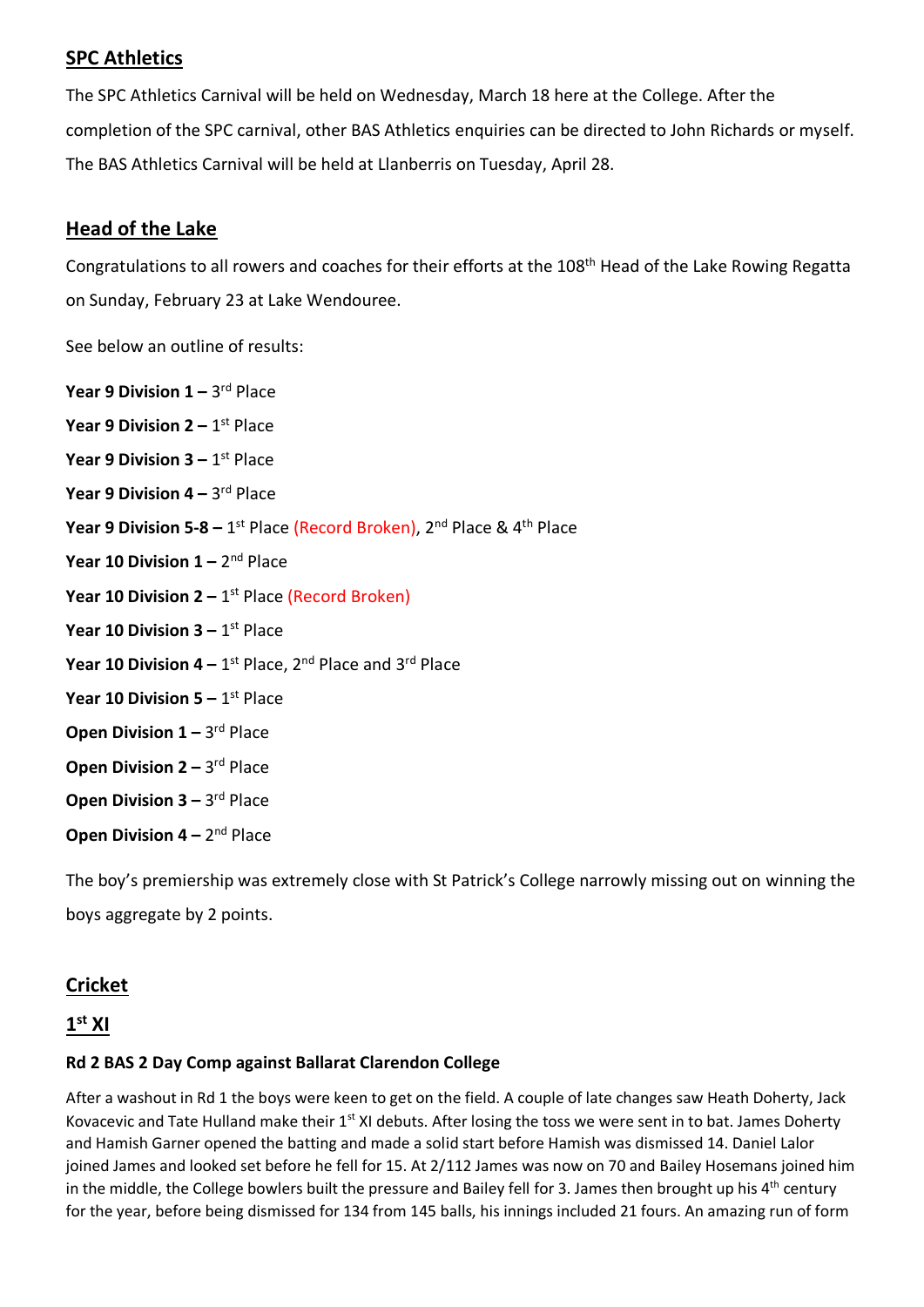## SPC Athletics

The SPC Athletics Carnival will be held on Wednesday, March 18 here at the College. After the completion of the SPC carnival, other BAS Athletics enquiries can be directed to John Richards or myself. The BAS Athletics Carnival will be held at Llanberris on Tuesday, April 28.

## Head of the Lake

Congratulations to all rowers and coaches for their efforts at the 108th Head of the Lake Rowing Regatta on Sunday, February 23 at Lake Wendouree.

See below an outline of results:

**Year 9 Division 1 –** 3rd Place

**Year 9 Division 2 –** 1st Place

**Year 9 Division 3 –** 1st Place

**Year 9 Division 4 –** 3rd Place

**Year 9 Division 5-8 –** 1st Place (Record Broken), 2nd Place & 4th Place

**Year 10 Division 1 –** 2nd Place

**Year 10 Division 2 –** 1st Place (Record Broken)

**Year 10 Division 3 –** 1st Place

**Year 10 Division 4 –** 1st Place, 2nd Place and 3rd Place

**Year 10 Division 5 –** 1st Place

**Open Division 1 –** 3rd Place

**Open Division 2 –** 3rd Place

**Open Division 3 –** 3rd Place

**Open Division 4 –** 2nd Place

The boy's premiership was extremely close with St Patrick's College narrowly missing out on winning the boys aggregate by 2 points.

## Cricket

### 1st XI

**Rd 2 BAS 2 Day Comp against Ballarat Clarendon College**

After a washout in Rd 1 the boys were keen to get on the field. A couple of late changes saw Heath Doherty, Jack Kovacevic and Tate Hulland make their 1st XI debuts. After losing the toss we were sent in to bat. James Doherty and Hamish Garner opened the batting and made a solid start before Hamish was dismissed 14. Daniel Lalor joined James and looked set before he fell for 15. At 2/112 James was now on 70 and Bailey Hosemans joined him in the middle, the College bowlers built the pressure and Bailey fell for 3. James then brought up his 4th century for the year, before being dismissed for 134 from 145 balls, his innings included 21 fours. An amazing run of form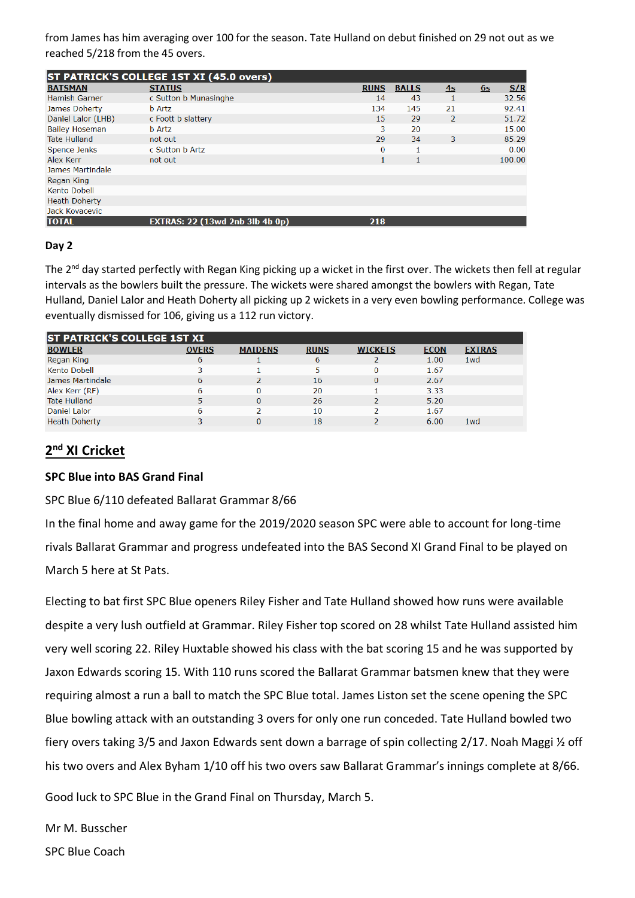from James has him averaging over 100 for the season. Tate Hulland on debut finished on 29 not out as we reached 5/218 from the 45 overs.

| ST PATRICK'S COLLEGE 1ST XI (45.0 overs) | | | | | | |
|---|---|---|---|---|---|---|
| **BATSMAN** | **STATUS** | **RUNS** | **BALLS** | **4s** | **6s** | **S/R** |
| Hamish Garner | c Sutton b Munasinghe | 14 | 43 | 1 | | 32.56 |
| James Doherty | b Artz | 134 | 145 | 21 | | 92.41 |
| Daniel Lalor (LHB) | c Foott b slattery | 15 | 29 | 2 | | 51.72 |
| Bailey Hoseman | b Artz | 3 | 20 | | | 15.00 |
| Tate Hulland | not out | 29 | 34 | 3 | | 85.29 |
| Spence Jenks | c Sutton b Artz | 0 | 1 | | | 0.00 |
| Alex Kerr | not out | 1 | 1 | | | 100.00 |
| James Martindale | | | | | | |
| Regan King | | | | | | |
| Kento Dobell | | | | | | |
| Heath Doherty | | | | | | |
| Jack Kovacevic | | | | | | |
| **TOTAL** | **EXTRAS: 22 (13wd 2nb 3lb 4b 0p)** | **218** | | | | |

**Day 2**

The 2nd day started perfectly with Regan King picking up a wicket in the first over. The wickets then fell at regular intervals as the bowlers built the pressure. The wickets were shared amongst the bowlers with Regan, Tate Hulland, Daniel Lalor and Heath Doherty all picking up 2 wickets in a very even bowling performance. College was eventually dismissed for 106, giving us a 112 run victory.

| ST PATRICK'S COLLEGE 1ST XI | | | | | | |
|---|---|---|---|---|---|---|
| **BOWLER** | **OVERS** | **MAIDENS** | **RUNS** | **WICKETS** | **ECON** | **EXTRAS** |
| Regan King | 6 | 1 | 6 | 2 | 1.00 | 1wd |
| Kento Dobell | 3 | 1 | 5 | 0 | 1.67 | |
| James Martindale | 6 | 2 | 16 | 0 | 2.67 | |
| Alex Kerr (RF) | 6 | 0 | 20 | 1 | 3.33 | |
| Tate Hulland | 5 | 0 | 26 | 2 | 5.20 | |
| Daniel Lalor | 6 | 2 | 10 | 2 | 1.67 | |
| Heath Doherty | 3 | 0 | 18 | 2 | 6.00 | 1wd |

## 2nd XI Cricket

**SPC Blue into BAS Grand Final**

SPC Blue 6/110 defeated Ballarat Grammar 8/66

In the final home and away game for the 2019/2020 season SPC were able to account for long-time rivals Ballarat Grammar and progress undefeated into the BAS Second XI Grand Final to be played on March 5 here at St Pats.

Electing to bat first SPC Blue openers Riley Fisher and Tate Hulland showed how runs were available despite a very lush outfield at Grammar. Riley Fisher top scored on 28 whilst Tate Hulland assisted him very well scoring 22. Riley Huxtable showed his class with the bat scoring 15 and he was supported by Jaxon Edwards scoring 15. With 110 runs scored the Ballarat Grammar batsmen knew that they were requiring almost a run a ball to match the SPC Blue total. James Liston set the scene opening the SPC Blue bowling attack with an outstanding 3 overs for only one run conceded. Tate Hulland bowled two fiery overs taking 3/5 and Jaxon Edwards sent down a barrage of spin collecting 2/17. Noah Maggi ½ off his two overs and Alex Byham 1/10 off his two overs saw Ballarat Grammar's innings complete at 8/66.

Good luck to SPC Blue in the Grand Final on Thursday, March 5.

Mr M. Busscher

SPC Blue Coach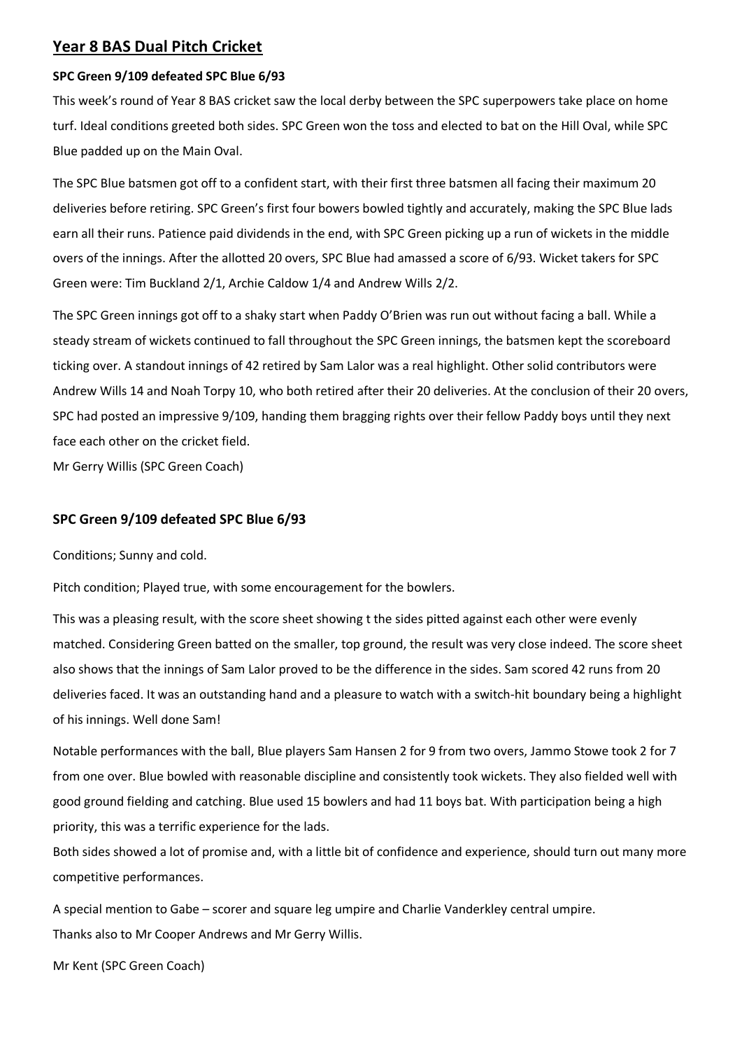## Year 8 BAS Dual Pitch Cricket

**SPC Green 9/109 defeated SPC Blue 6/93**

This week's round of Year 8 BAS cricket saw the local derby between the SPC superpowers take place on home turf. Ideal conditions greeted both sides. SPC Green won the toss and elected to bat on the Hill Oval, while SPC Blue padded up on the Main Oval.

The SPC Blue batsmen got off to a confident start, with their first three batsmen all facing their maximum 20 deliveries before retiring. SPC Green's first four bowers bowled tightly and accurately, making the SPC Blue lads earn all their runs. Patience paid dividends in the end, with SPC Green picking up a run of wickets in the middle overs of the innings. After the allotted 20 overs, SPC Blue had amassed a score of 6/93. Wicket takers for SPC Green were: Tim Buckland 2/1, Archie Caldow 1/4 and Andrew Wills 2/2.

The SPC Green innings got off to a shaky start when Paddy O'Brien was run out without facing a ball. While a steady stream of wickets continued to fall throughout the SPC Green innings, the batsmen kept the scoreboard ticking over. A standout innings of 42 retired by Sam Lalor was a real highlight. Other solid contributors were Andrew Wills 14 and Noah Torpy 10, who both retired after their 20 deliveries. At the conclusion of their 20 overs, SPC had posted an impressive 9/109, handing them bragging rights over their fellow Paddy boys until they next face each other on the cricket field.

Mr Gerry Willis (SPC Green Coach)

### SPC Green 9/109 defeated SPC Blue 6/93

Conditions; Sunny and cold.

Pitch condition; Played true, with some encouragement for the bowlers.

This was a pleasing result, with the score sheet showing t the sides pitted against each other were evenly matched. Considering Green batted on the smaller, top ground, the result was very close indeed. The score sheet also shows that the innings of Sam Lalor proved to be the difference in the sides. Sam scored 42 runs from 20 deliveries faced. It was an outstanding hand and a pleasure to watch with a switch-hit boundary being a highlight of his innings. Well done Sam!

Notable performances with the ball, Blue players Sam Hansen 2 for 9 from two overs, Jammo Stowe took 2 for 7 from one over. Blue bowled with reasonable discipline and consistently took wickets. They also fielded well with good ground fielding and catching. Blue used 15 bowlers and had 11 boys bat. With participation being a high priority, this was a terrific experience for the lads.

Both sides showed a lot of promise and, with a little bit of confidence and experience, should turn out many more competitive performances.

A special mention to Gabe – scorer and square leg umpire and Charlie Vanderkley central umpire.

Thanks also to Mr Cooper Andrews and Mr Gerry Willis.

Mr Kent (SPC Green Coach)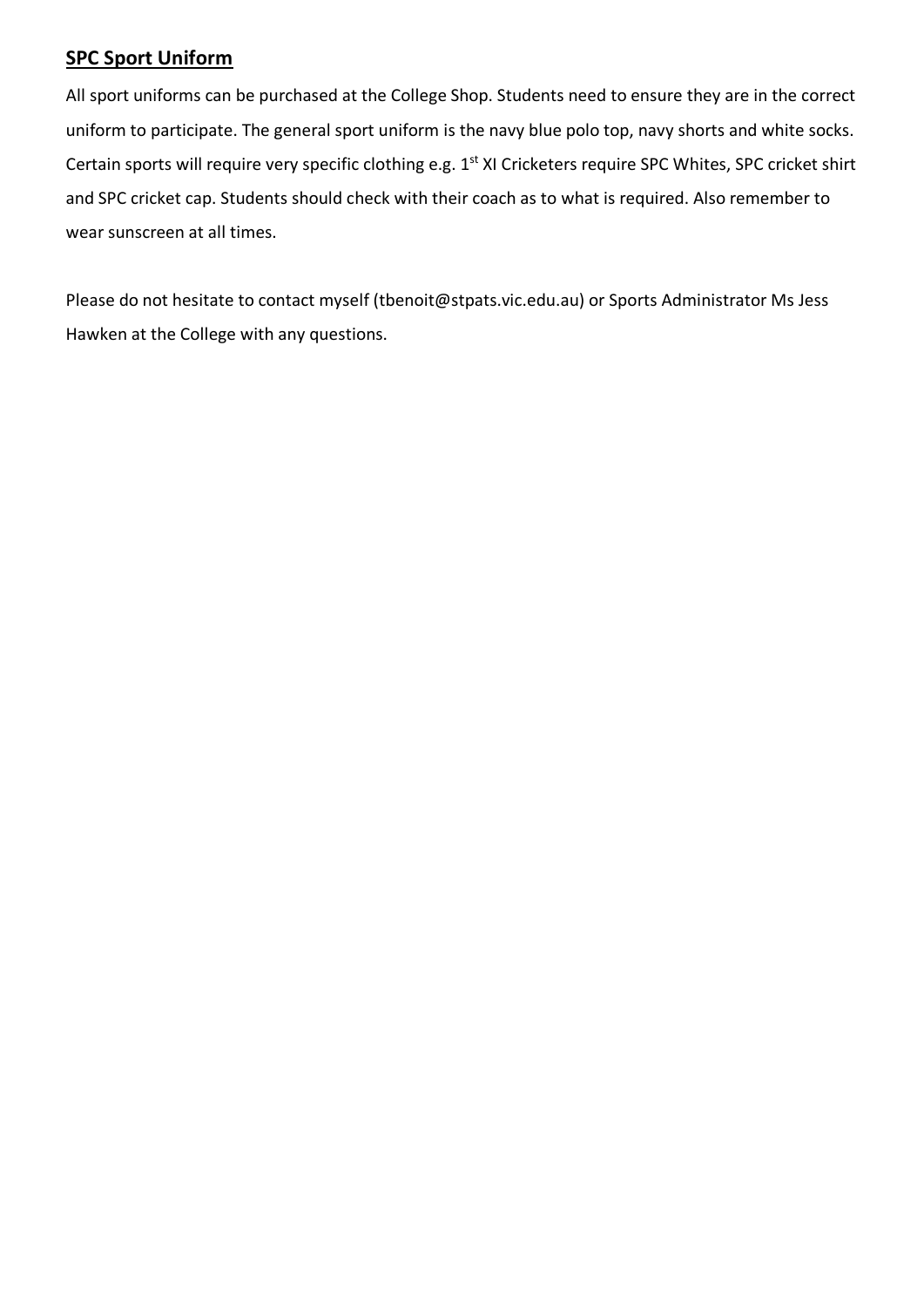## SPC Sport Uniform

All sport uniforms can be purchased at the College Shop. Students need to ensure they are in the correct uniform to participate. The general sport uniform is the navy blue polo top, navy shorts and white socks. Certain sports will require very specific clothing e.g. 1st XI Cricketers require SPC Whites, SPC cricket shirt and SPC cricket cap. Students should check with their coach as to what is required. Also remember to wear sunscreen at all times.

Please do not hesitate to contact myself (tbenoit@stpats.vic.edu.au) or Sports Administrator Ms Jess Hawken at the College with any questions.